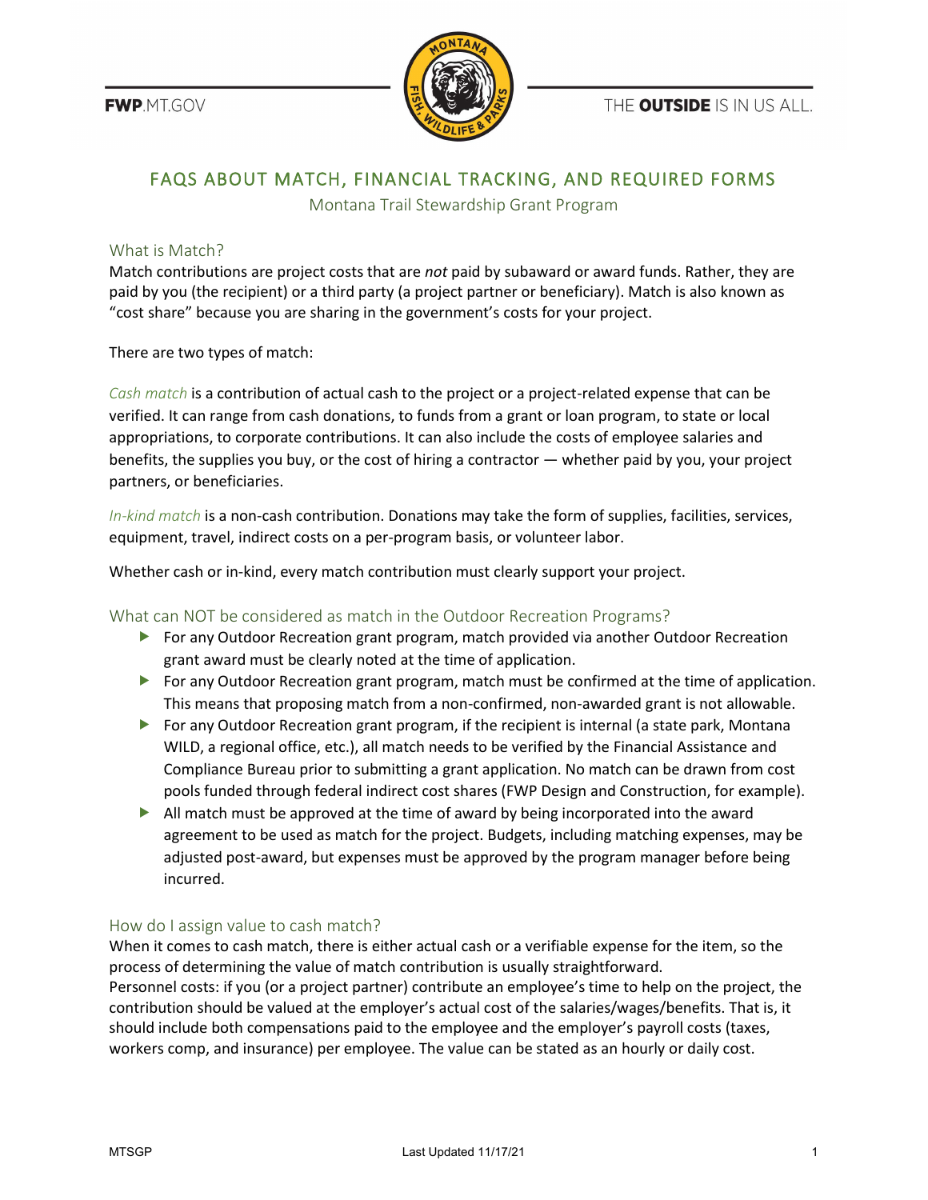# FAQS ABOUT MATCH, FINANCIAL TRACKING, AND REQUIRED FORMS

Montana Trail Stewardship Grant Program

## What is Match?

Match contributions are project costs that are *not* paid by subaward or award funds. Rather, they are paid by you (the recipient) or a third party (a project partner or beneficiary). Match is also known as "cost share" because you are sharing in the government's costs for your project.

There are two types of match:

*Cash match* is a contribution of actual cash to the project or a project-related expense that can be verified. It can range from cash donations, to funds from a grant or loan program, to state or local appropriations, to corporate contributions. It can also include the costs of employee salaries and benefits, the supplies you buy, or the cost of hiring a contractor — whether paid by you, your project partners, or beneficiaries.

*In-kind match* is a non-cash contribution. Donations may take the form of supplies, facilities, services, equipment, travel, indirect costs on a per-program basis, or volunteer labor.

Whether cash or in-kind, every match contribution must clearly support your project.

## What can NOT be considered as match in the Outdoor Recreation Programs?

- For any Outdoor Recreation grant program, match provided via another Outdoor Recreation grant award must be clearly noted at the time of application.
- For any Outdoor Recreation grant program, match must be confirmed at the time of application. This means that proposing match from a non-confirmed, non-awarded grant is not allowable.
- For any Outdoor Recreation grant program, if the recipient is internal (a state park, Montana WILD, a regional office, etc.), all match needs to be verified by the Financial Assistance and Compliance Bureau prior to submitting a grant application. No match can be drawn from cost pools funded through federal indirect cost shares (FWP Design and Construction, for example).
- All match must be approved at the time of award by being incorporated into the award agreement to be used as match for the project. Budgets, including matching expenses, may be adjusted post-award, but expenses must be approved by the program manager before being incurred.

## How do I assign value to cash match?

When it comes to cash match, there is either actual cash or a verifiable expense for the item, so the process of determining the value of match contribution is usually straightforward.

Personnel costs: if you (or a project partner) contribute an employee's time to help on the project, the contribution should be valued at the employer's actual cost of the salaries/wages/benefits. That is, it should include both compensations paid to the employee and the employer's payroll costs (taxes, workers comp, and insurance) per employee. The value can be stated as an hourly or daily cost.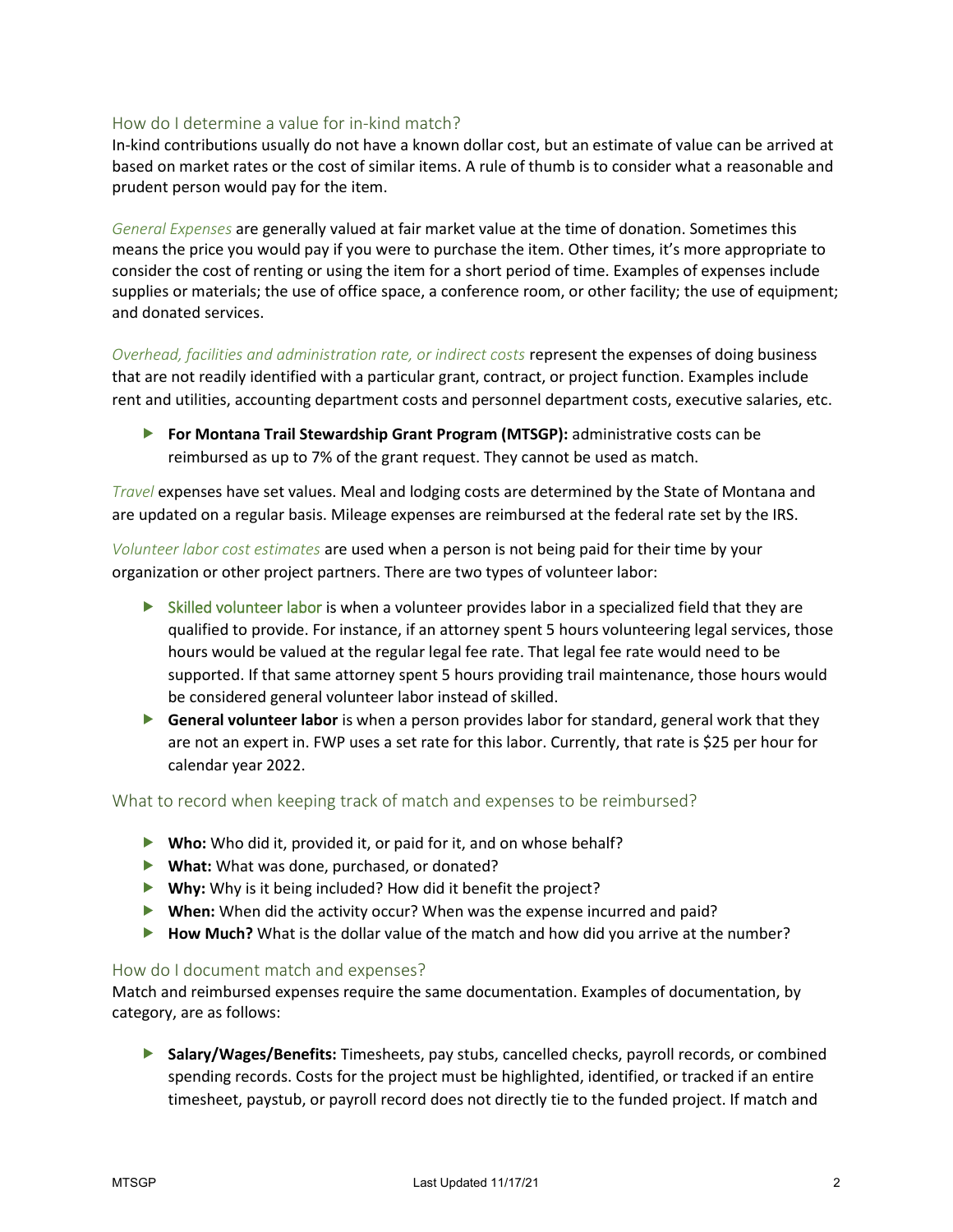## How do I determine a value for in-kind match?

In-kind contributions usually do not have a known dollar cost, but an estimate of value can be arrived at based on market rates or the cost of similar items. A rule of thumb is to consider what a reasonable and prudent person would pay for the item.

*General Expenses* are generally valued at fair market value at the time of donation. Sometimes this means the price you would pay if you were to purchase the item. Other times, it's more appropriate to consider the cost of renting or using the item for a short period of time. Examples of expenses include supplies or materials; the use of office space, a conference room, or other facility; the use of equipment; and donated services.

*Overhead, facilities and administration rate, or indirect costs* represent the expenses of doing business that are not readily identified with a particular grant, contract, or project function. Examples include rent and utilities, accounting department costs and personnel department costs, executive salaries, etc.

- **For Montana Trail Stewardship Grant Program (MTSGP):** administrative costs can be reimbursed as up to 7% of the grant request. They cannot be used as match.

*Travel* expenses have set values. Meal and lodging costs are determined by the State of Montana and are updated on a regular basis. Mileage expenses are reimbursed at the federal rate set by the IRS.

*Volunteer labor cost estimates* are used when a person is not being paid for their time by your organization or other project partners. There are two types of volunteer labor:

- Skilled volunteer labor is when a volunteer provides labor in a specialized field that they are qualified to provide. For instance, if an attorney spent 5 hours volunteering legal services, those hours would be valued at the regular legal fee rate. That legal fee rate would need to be supported. If that same attorney spent 5 hours providing trail maintenance, those hours would be considered general volunteer labor instead of skilled.
- **General volunteer labor** is when a person provides labor for standard, general work that they are not an expert in. FWP uses a set rate for this labor. Currently, that rate is $25 per hour for calendar year 2022.

## What to record when keeping track of match and expenses to be reimbursed?

- **Who:** Who did it, provided it, or paid for it, and on whose behalf?
- **What:** What was done, purchased, or donated?
- **Why:** Why is it being included? How did it benefit the project?
- **When:** When did the activity occur? When was the expense incurred and paid?
- **How Much?** What is the dollar value of the match and how did you arrive at the number?

## How do I document match and expenses?

Match and reimbursed expenses require the same documentation. Examples of documentation, by category, are as follows:

- **Salary/Wages/Benefits:** Timesheets, pay stubs, cancelled checks, payroll records, or combined spending records. Costs for the project must be highlighted, identified, or tracked if an entire timesheet, paystub, or payroll record does not directly tie to the funded project. If match and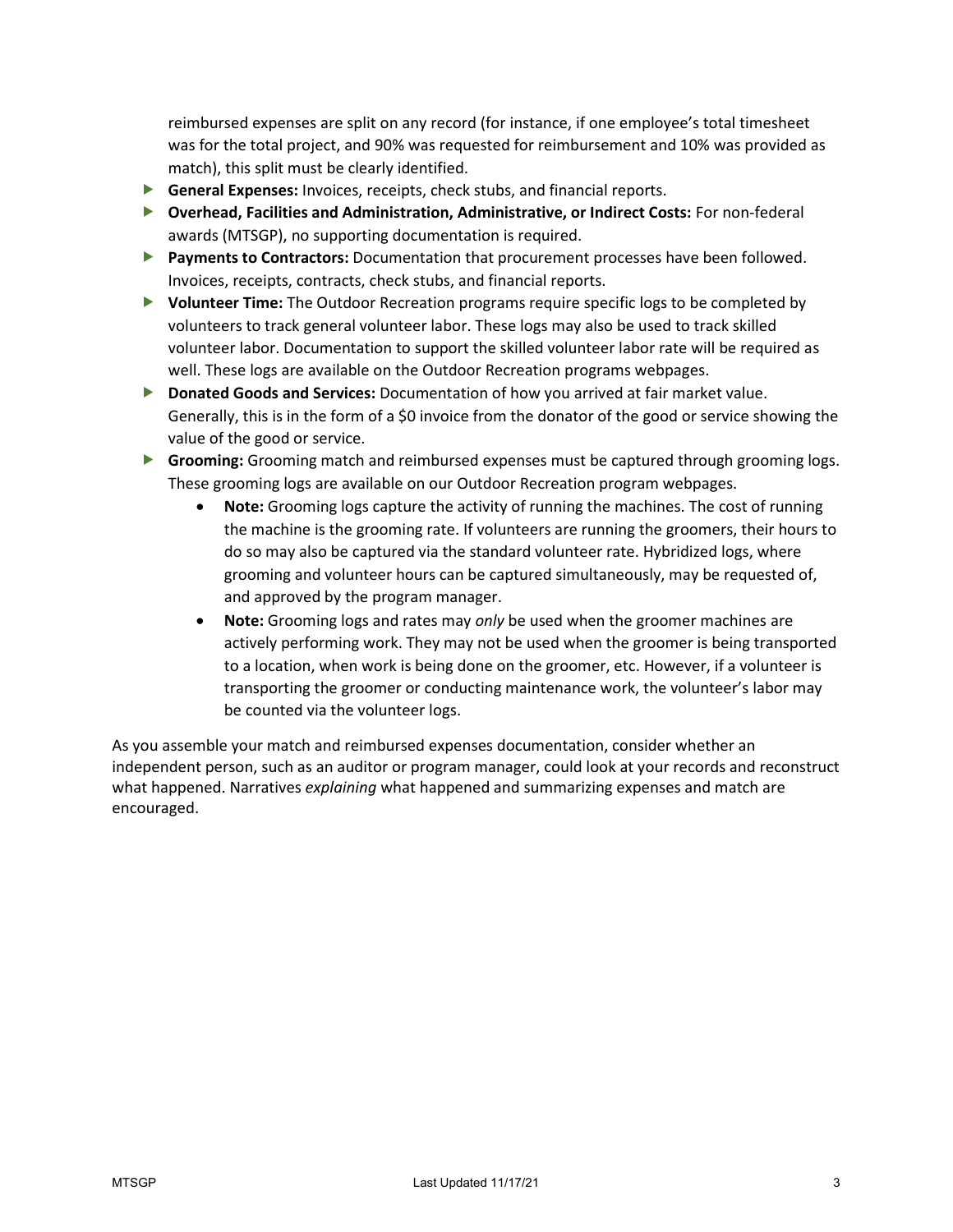reimbursed expenses are split on any record (for instance, if one employee's total timesheet was for the total project, and 90% was requested for reimbursement and 10% was provided as match), this split must be clearly identified.

- **General Expenses:** Invoices, receipts, check stubs, and financial reports.
- **Overhead, Facilities and Administration, Administrative, or Indirect Costs:** For non-federal awards (MTSGP), no supporting documentation is required.
- **Payments to Contractors:** Documentation that procurement processes have been followed. Invoices, receipts, contracts, check stubs, and financial reports.
- **Volunteer Time:** The Outdoor Recreation programs require specific logs to be completed by volunteers to track general volunteer labor. These logs may also be used to track skilled volunteer labor. Documentation to support the skilled volunteer labor rate will be required as well. These logs are available on the Outdoor Recreation programs webpages.
- **Donated Goods and Services:** Documentation of how you arrived at fair market value. Generally, this is in the form of a $0 invoice from the donator of the good or service showing the value of the good or service.
- **Grooming:** Grooming match and reimbursed expenses must be captured through grooming logs. These grooming logs are available on our Outdoor Recreation program webpages.
  - **Note:** Grooming logs capture the activity of running the machines. The cost of running the machine is the grooming rate. If volunteers are running the groomers, their hours to do so may also be captured via the standard volunteer rate. Hybridized logs, where grooming and volunteer hours can be captured simultaneously, may be requested of, and approved by the program manager.
  - **Note:** Grooming logs and rates may *only* be used when the groomer machines are actively performing work. They may not be used when the groomer is being transported to a location, when work is being done on the groomer, etc. However, if a volunteer is transporting the groomer or conducting maintenance work, the volunteer's labor may be counted via the volunteer logs.

As you assemble your match and reimbursed expenses documentation, consider whether an independent person, such as an auditor or program manager, could look at your records and reconstruct what happened. Narratives *explaining* what happened and summarizing expenses and match are encouraged.